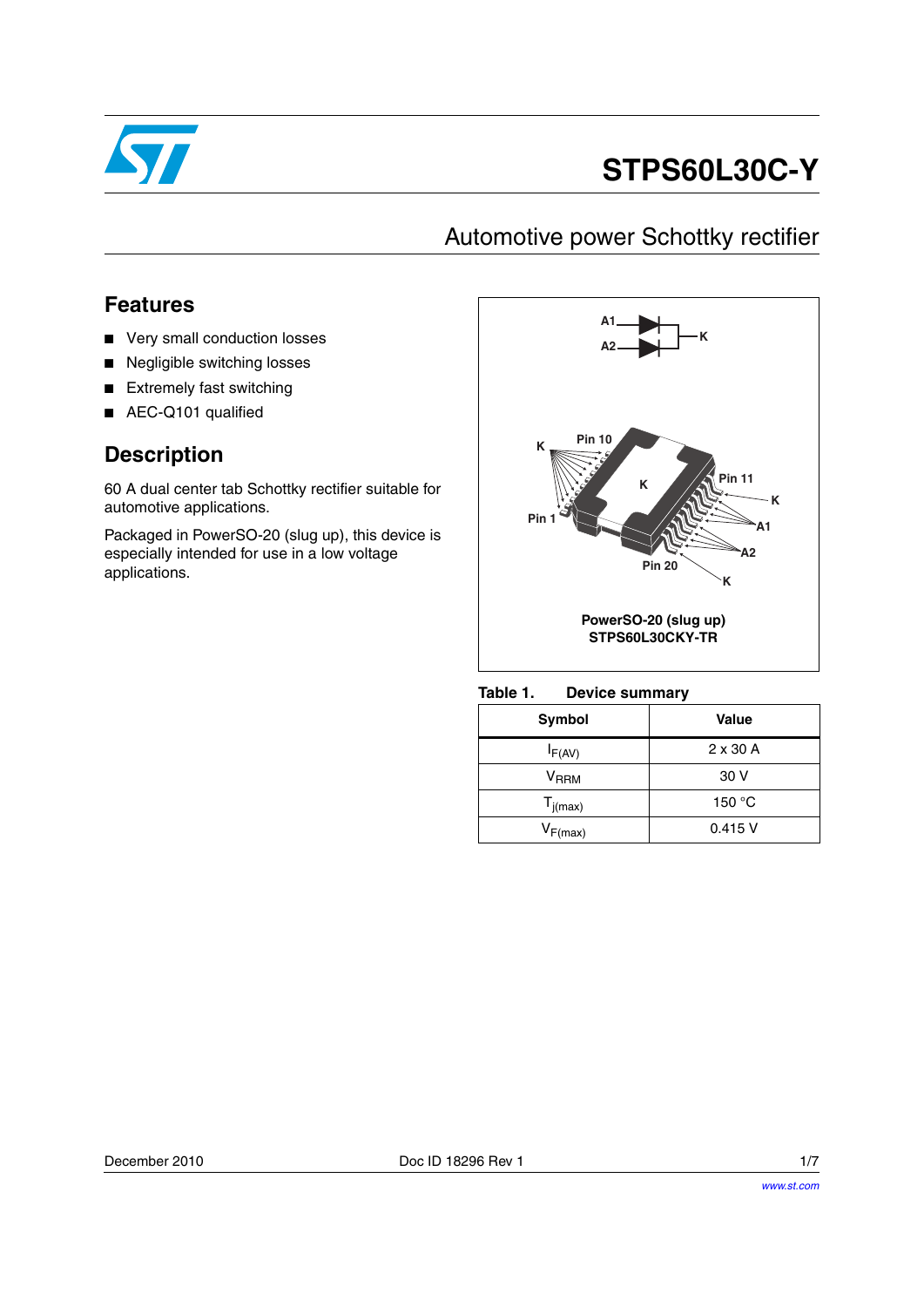# STPS60L30C-Y

## Automotive power Schottky rectifier

## Features

- Very small conduction losses
- Negligible switching losses
- Extremely fast switching
- AEC-Q101 qualified

## Description

60 A dual center tab Schottky rectifier suitable for automotive applications.

Packaged in PowerSO-20 (slug up), this device is especially intended for use in a low voltage applications.

A1, A2, K

K, Pin 10, Pin 1, K, Pin 11, K, A1, A2, Pin 20, K

**PowerSO-20 (slug up)**
**STPS60L30CKY-TR**

**Table 1. Device summary**

| Symbol | Value |
|---|---|
| $I_{F(AV)}$ | 2 x 30 A |
| $V_{RRM}$ | 30 V |
| $T_{j(max)}$ | 150 °C |
| $V_{F(max)}$ | 0.415 V |

December 2010 Doc ID 18296 Rev 1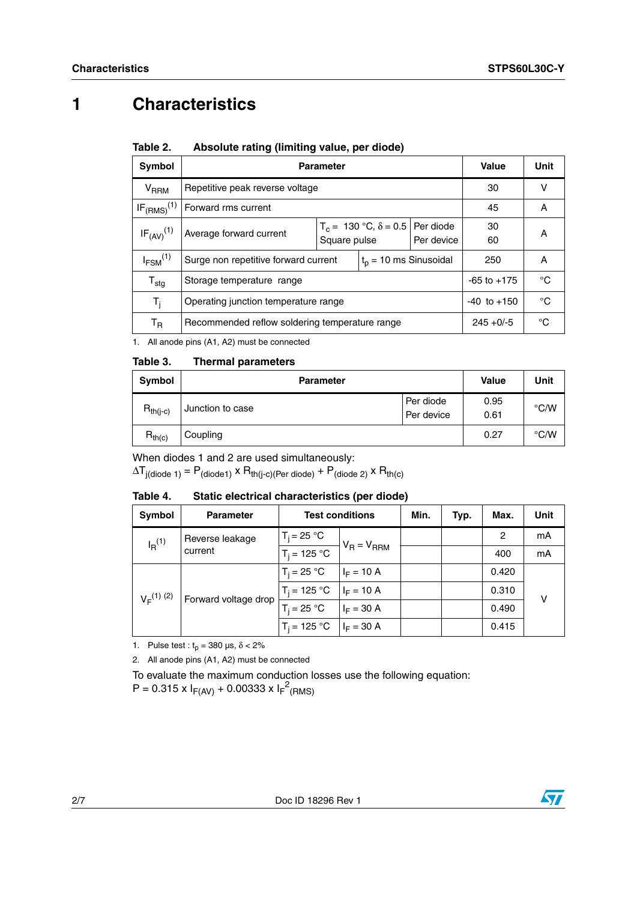# 1 Characteristics

**Table 2. Absolute rating (limiting value, per diode)**

| Symbol | Parameter | | | Value | Unit |
|---|---|---|---|---|---|
| $V_{RRM}$ | Repetitive peak reverse voltage | | | 30 | V |
| $I_{F(RMS)}$ [(1)] | Forward rms current | | | 45 | A |
| $I_{F(AV)}$ [(1)] | Average forward current | $T_c$ = 130 °C, $\delta$ = 0.5 Square pulse | Per diode<br>Per device | 30<br>60 | A |
| $I_{FSM}$ [(1)] | Surge non repetitive forward current | $t_p$ = 10 ms Sinusoidal | | 250 | A |
| $T_{stg}$ | Storage temperature range | | | -65 to +175 | °C |
| $T_j$ | Operating junction temperature range | | | -40 to +150 | °C |
| $T_R$ | Recommended reflow soldering temperature range | | | 245 +0/-5 | °C |

1. All anode pins (A1, A2) must be connected

**Table 3. Thermal parameters**

| Symbol | Parameter | | Value | Unit |
|---|---|---|---|---|
| $R_{th(j-c)}$ | Junction to case | Per diode<br>Per device | 0.95<br>0.61 | °C/W |
| $R_{th(c)}$ | Coupling | | 0.27 | °C/W |

When diodes 1 and 2 are used simultaneously:

$\Delta T_{j(diode\ 1)} = P_{(diode1)} \times R_{th(j-c)(Per\ diode)} + P_{(diode\ 2)} \times R_{th(c)}$

**Table 4. Static electrical characteristics (per diode)**

| Symbol | Parameter | Test conditions | | Min. | Typ. | Max. | Unit |
|---|---|---|---|---|---|---|---|
| $I_R$ [(1)] | Reverse leakage current | $T_j$ = 25 °C | $V_R = V_{RRM}$ | | | 2 | mA |
| | | $T_j$ = 125 °C | | | | 400 | mA |
| $V_F$ [(1)(2)] | Forward voltage drop | $T_j$ = 25 °C | $I_F$ = 10 A | | | 0.420 | V |
| | | $T_j$ = 125 °C | $I_F$ = 10 A | | | 0.310 | |
| | | $T_j$ = 25 °C | $I_F$ = 30 A | | | 0.490 | |
| | | $T_j$ = 125 °C | $I_F$ = 30 A | | | 0.415 | |

1. Pulse test : $t_p$ = 380 µs, $\delta$ < 2%
2. All anode pins (A1, A2) must be connected

To evaluate the maximum conduction losses use the following equation:

$P = 0.315 \times I_{F(AV)} + 0.00333 \times I_{F}^{2}{}_{(RMS)}$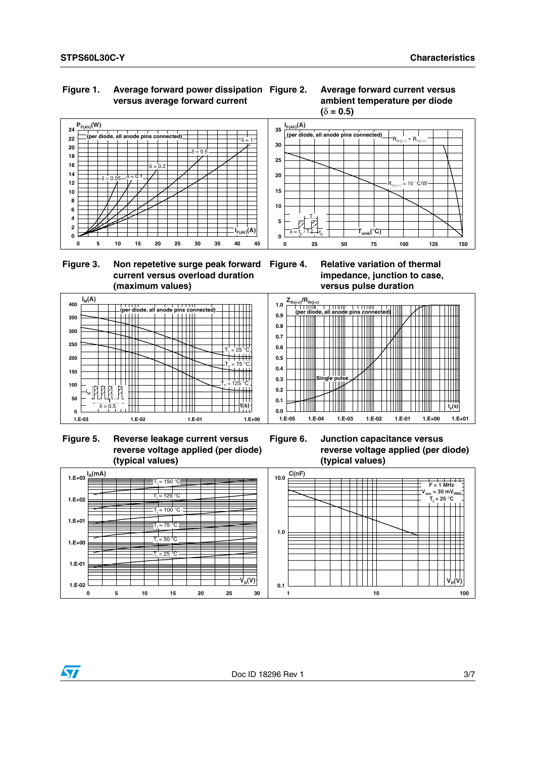**Figure 1. Average forward power dissipation versus average forward current**

**Figure 2. Average forward current versus ambient temperature per diode ($\delta$ = 0.5)**

**Figure 3. Non repetetive surge peak forward current versus overload duration (maximum values)**

**Figure 4. Relative variation of thermal impedance, junction to case, versus pulse duration**

**Figure 5. Reverse leakage current versus reverse voltage applied (per diode) (typical values)**

**Figure 6. Junction capacitance versus reverse voltage applied (per diode) (typical values)**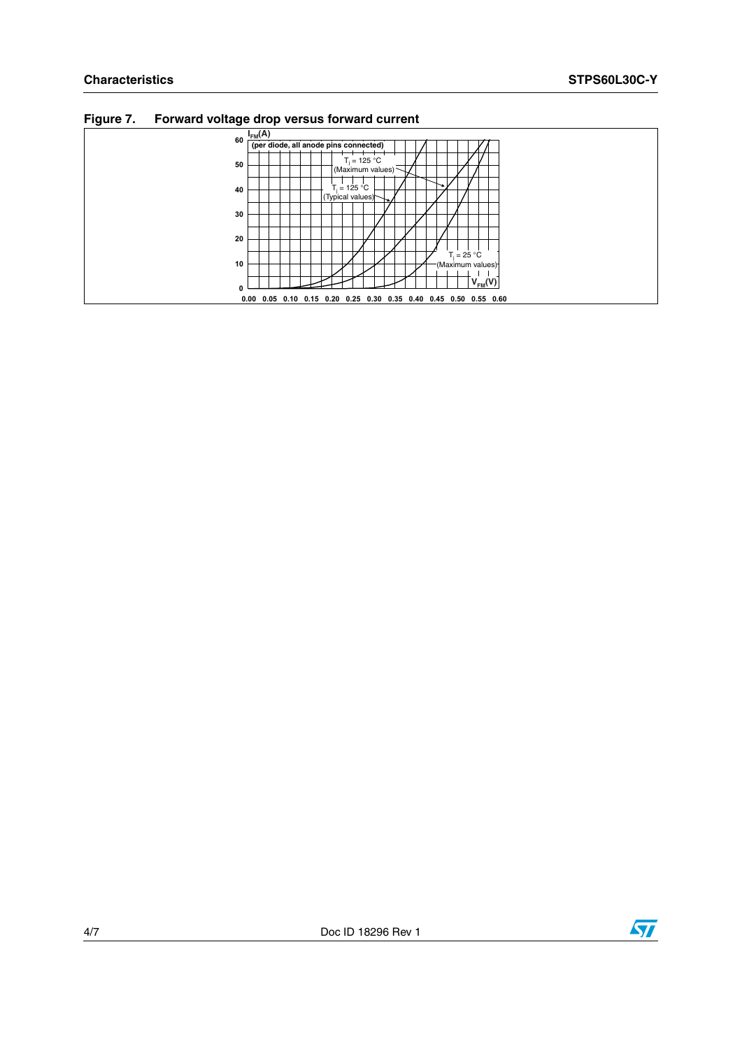**Figure 7. Forward voltage drop versus forward current**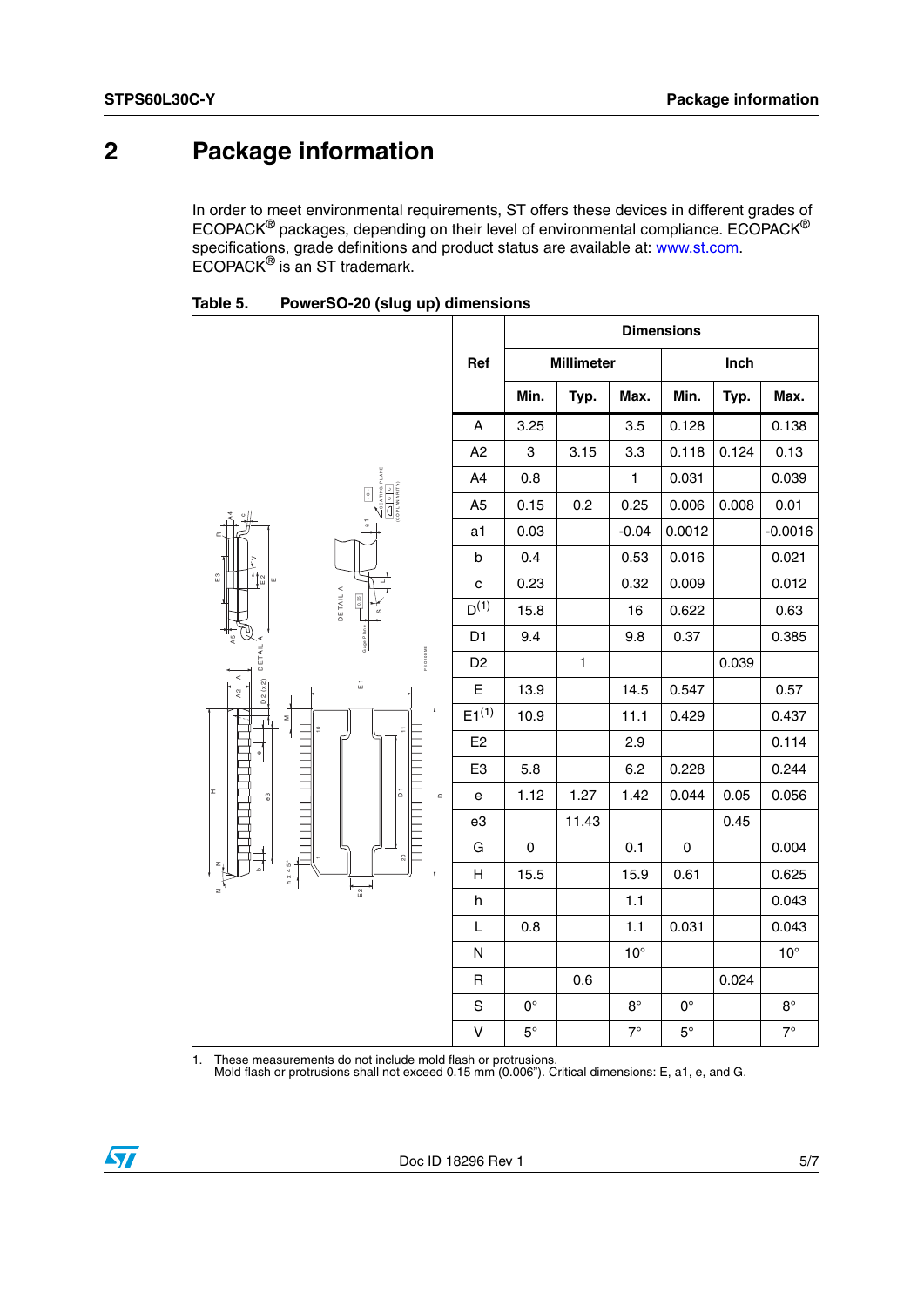# 2 Package information

In order to meet environmental requirements, ST offers these devices in different grades of ECOPACK® packages, depending on their level of environmental compliance. ECOPACK® specifications, grade definitions and product status are available at: www.st.com. ECOPACK® is an ST trademark.

**Table 5. PowerSO-20 (slug up) dimensions**

| Ref | Dimensions | | | | | |
|---|---|---|---|---|---|---|
| | Millimeter | | | Inch | | |
| | Min. | Typ. | Max. | Min. | Typ. | Max. |
| A | 3.25 | | 3.5 | 0.128 | | 0.138 |
| A2 | 3 | 3.15 | 3.3 | 0.118 | 0.124 | 0.13 |
| A4 | 0.8 | | 1 | 0.031 | | 0.039 |
| A5 | 0.15 | 0.2 | 0.25 | 0.006 | 0.008 | 0.01 |
| a1 | 0.03 | | -0.04 | 0.0012 | | -0.0016 |
| b | 0.4 | | 0.53 | 0.016 | | 0.021 |
| c | 0.23 | | 0.32 | 0.009 | | 0.012 |
| D[1] | 15.8 | | 16 | 0.622 | | 0.63 |
| D1 | 9.4 | | 9.8 | 0.37 | | 0.385 |
| D2 | | 1 | | | 0.039 | |
| E | 13.9 | | 14.5 | 0.547 | | 0.57 |
| E1[1] | 10.9 | | 11.1 | 0.429 | | 0.437 |
| E2 | | | 2.9 | | | 0.114 |
| E3 | 5.8 | | 6.2 | 0.228 | | 0.244 |
| e | 1.12 | 1.27 | 1.42 | 0.044 | 0.05 | 0.056 |
| e3 | | 11.43 | | | 0.45 | |
| G | 0 | | 0.1 | 0 | | 0.004 |
| H | 15.5 | | 15.9 | 0.61 | | 0.625 |
| h | | | 1.1 | | | 0.043 |
| L | 0.8 | | 1.1 | 0.031 | | 0.043 |
| N | | | 10° | | | 10° |
| R | | 0.6 | | | 0.024 | |
| S | 0° | | 8° | 0° | | 8° |
| V | 5° | | 7° | 5° | | 7° |

1. These measurements do not include mold flash or protrusions. Mold flash or protrusions shall not exceed 0.15 mm (0.006"). Critical dimensions: E, a1, e, and G.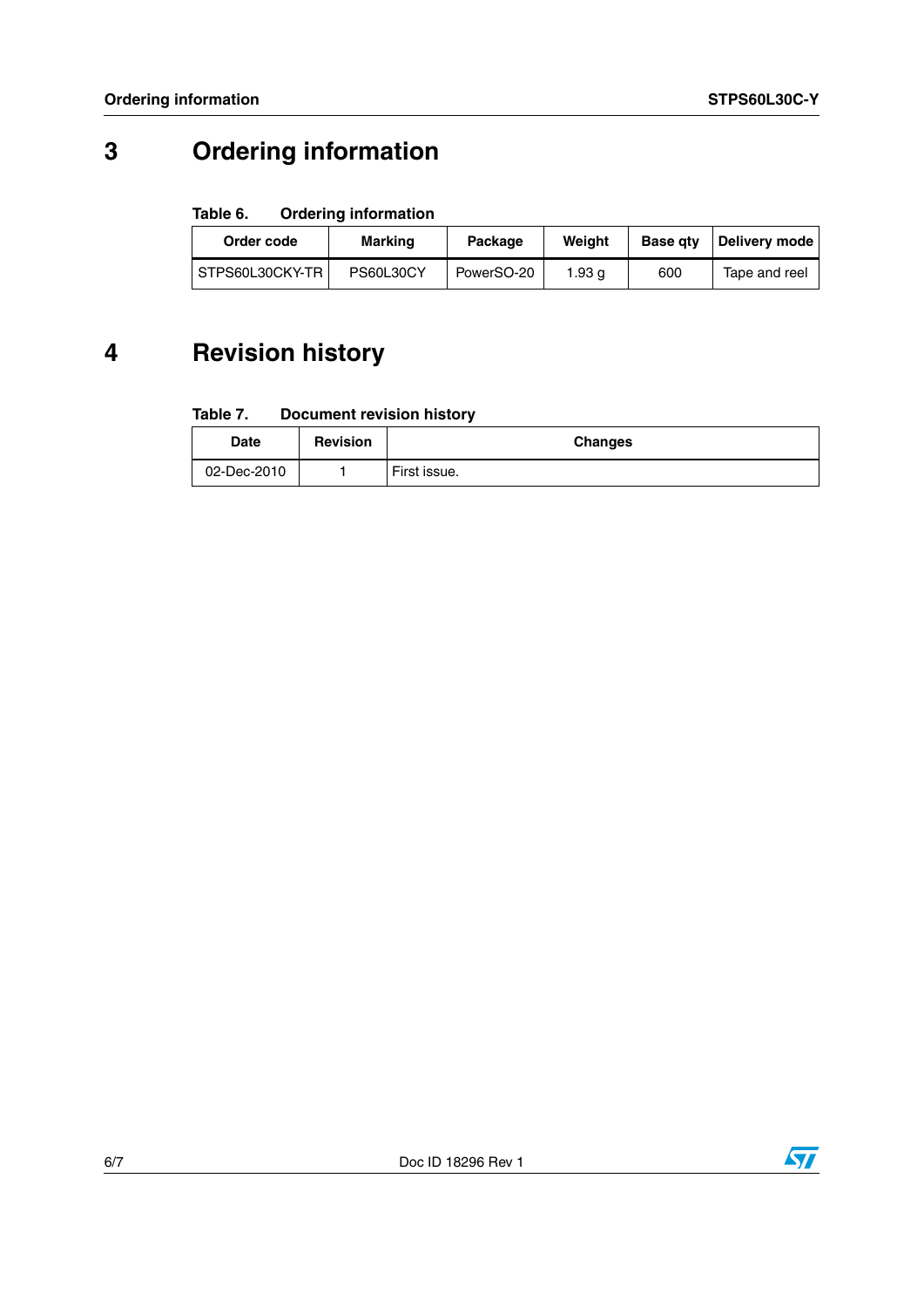# 3 Ordering information

**Table 6. Ordering information**

| Order code | Marking | Package | Weight | Base qty | Delivery mode |
|---|---|---|---|---|---|
| STPS60L30CKY-TR | PS60L30CY | PowerSO-20 | 1.93 g | 600 | Tape and reel |

# 4 Revision history

**Table 7. Document revision history**

| Date | Revision | Changes |
|---|---|---|
| 02-Dec-2010 | 1 | First issue. |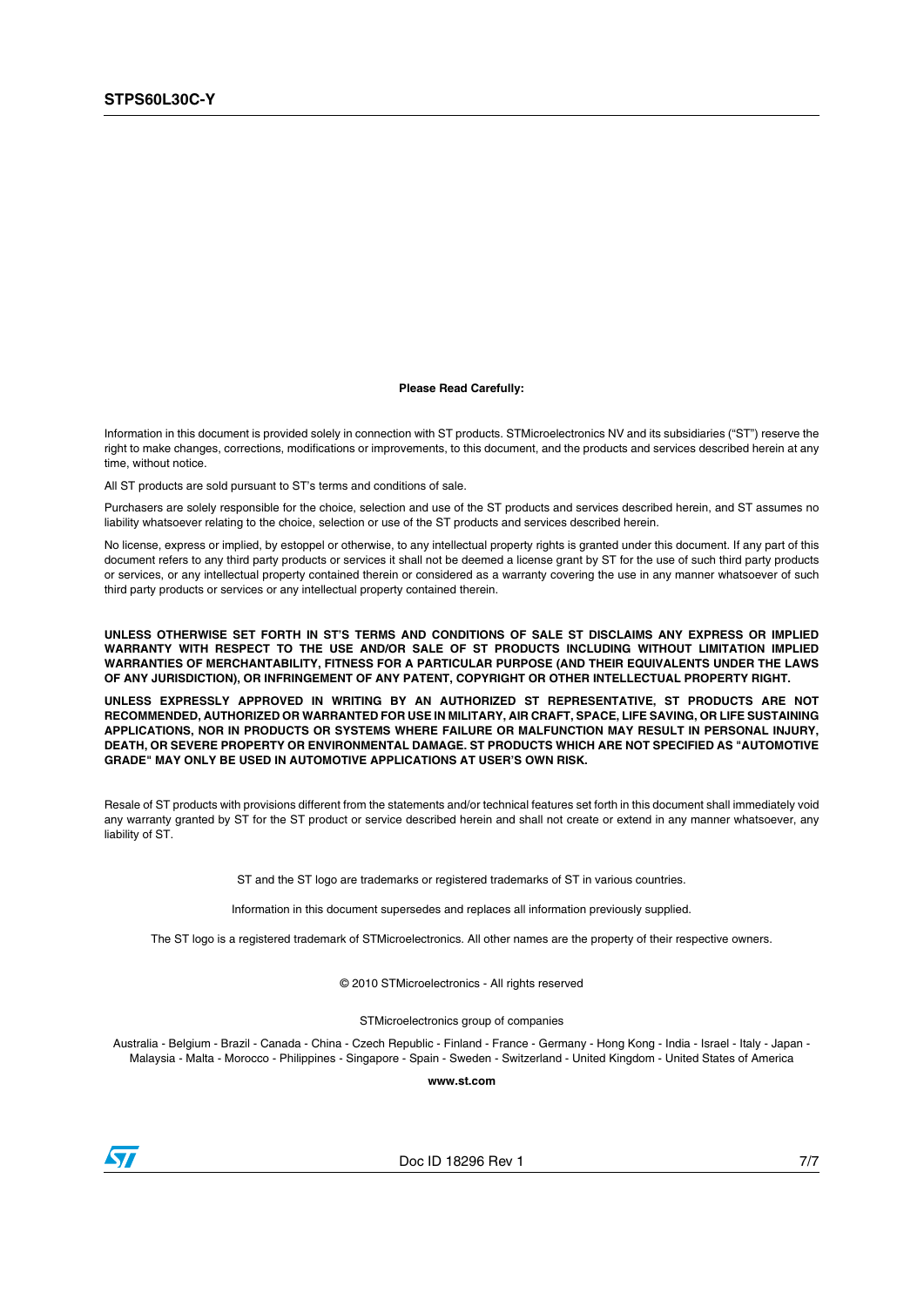**Please Read Carefully:**

Information in this document is provided solely in connection with ST products. STMicroelectronics NV and its subsidiaries ("ST") reserve the right to make changes, corrections, modifications or improvements, to this document, and the products and services described herein at any time, without notice.

All ST products are sold pursuant to ST's terms and conditions of sale.

Purchasers are solely responsible for the choice, selection and use of the ST products and services described herein, and ST assumes no liability whatsoever relating to the choice, selection or use of the ST products and services described herein.

No license, express or implied, by estoppel or otherwise, to any intellectual property rights is granted under this document. If any part of this document refers to any third party products or services it shall not be deemed a license grant by ST for the use of such third party products or services, or any intellectual property contained therein or considered as a warranty covering the use in any manner whatsoever of such third party products or services or any intellectual property contained therein.

**UNLESS OTHERWISE SET FORTH IN ST'S TERMS AND CONDITIONS OF SALE ST DISCLAIMS ANY EXPRESS OR IMPLIED WARRANTY WITH RESPECT TO THE USE AND/OR SALE OF ST PRODUCTS INCLUDING WITHOUT LIMITATION IMPLIED WARRANTIES OF MERCHANTABILITY, FITNESS FOR A PARTICULAR PURPOSE (AND THEIR EQUIVALENTS UNDER THE LAWS OF ANY JURISDICTION), OR INFRINGEMENT OF ANY PATENT, COPYRIGHT OR OTHER INTELLECTUAL PROPERTY RIGHT.**

**UNLESS EXPRESSLY APPROVED IN WRITING BY AN AUTHORIZED ST REPRESENTATIVE, ST PRODUCTS ARE NOT RECOMMENDED, AUTHORIZED OR WARRANTED FOR USE IN MILITARY, AIR CRAFT, SPACE, LIFE SAVING, OR LIFE SUSTAINING APPLICATIONS, NOR IN PRODUCTS OR SYSTEMS WHERE FAILURE OR MALFUNCTION MAY RESULT IN PERSONAL INJURY, DEATH, OR SEVERE PROPERTY OR ENVIRONMENTAL DAMAGE. ST PRODUCTS WHICH ARE NOT SPECIFIED AS "AUTOMOTIVE GRADE" MAY ONLY BE USED IN AUTOMOTIVE APPLICATIONS AT USER'S OWN RISK.**

Resale of ST products with provisions different from the statements and/or technical features set forth in this document shall immediately void any warranty granted by ST for the ST product or service described herein and shall not create or extend in any manner whatsoever, any liability of ST.

ST and the ST logo are trademarks or registered trademarks of ST in various countries.

Information in this document supersedes and replaces all information previously supplied.

The ST logo is a registered trademark of STMicroelectronics. All other names are the property of their respective owners.

© 2010 STMicroelectronics - All rights reserved

STMicroelectronics group of companies

Australia - Belgium - Brazil - Canada - China - Czech Republic - Finland - France - Germany - Hong Kong - India - Israel - Italy - Japan - Malaysia - Malta - Morocco - Philippines - Singapore - Spain - Sweden - Switzerland - United Kingdom - United States of America

**www.st.com**